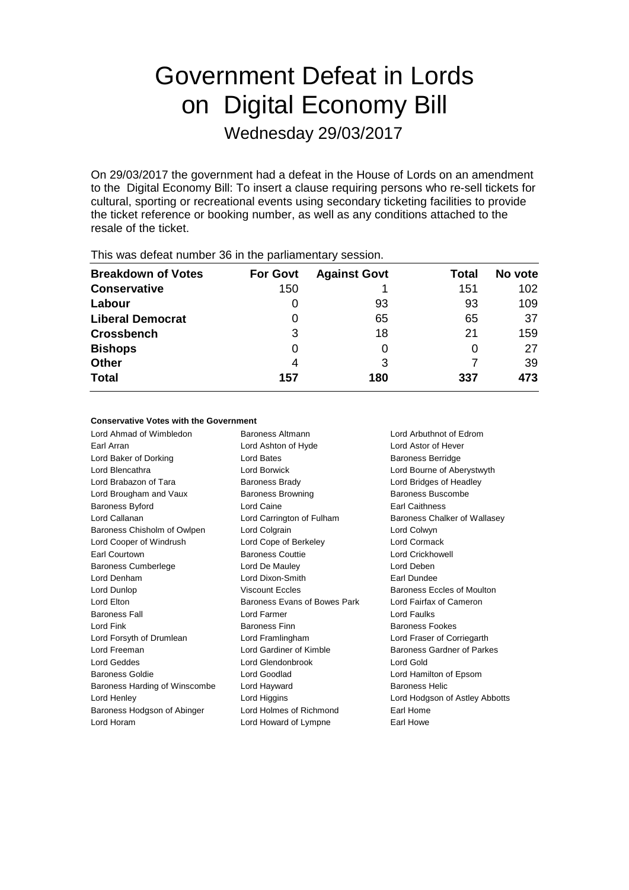# Government Defeat in Lords on Digital Economy Bill

Wednesday 29/03/2017

On 29/03/2017 the government had a defeat in the House of Lords on an amendment to the Digital Economy Bill: To insert a clause requiring persons who re-sell tickets for cultural, sporting or recreational events using secondary ticketing facilities to provide the ticket reference or booking number, as well as any conditions attached to the resale of the ticket.

This was defeat number 36 in the parliamentary session.

| Breakdown of Votes | For Govt | Against Govt | Total | No vote |
| --- | --- | --- | --- | --- |
| **Conservative** | 150 | 1 | 151 | 102 |
| **Labour** | 0 | 93 | 93 | 109 |
| **Liberal Democrat** | 0 | 65 | 65 | 37 |
| **Crossbench** | 3 | 18 | 21 | 159 |
| **Bishops** | 0 | 0 | 0 | 27 |
| **Other** | 4 | 3 | 7 | 39 |
| **Total** | **157** | **180** | **337** | **473** |

**Conservative Votes with the Government**

| | | |
| --- | --- | --- |
| Lord Ahmad of Wimbledon | Baroness Altmann | Lord Arbuthnot of Edrom |
| Earl Arran | Lord Ashton of Hyde | Lord Astor of Hever |
| Lord Baker of Dorking | Lord Bates | Baroness Berridge |
| Lord Blencathra | Lord Borwick | Lord Bourne of Aberystwyth |
| Lord Brabazon of Tara | Baroness Brady | Lord Bridges of Headley |
| Lord Brougham and Vaux | Baroness Browning | Baroness Buscombe |
| Baroness Byford | Lord Caine | Earl Caithness |
| Lord Callanan | Lord Carrington of Fulham | Baroness Chalker of Wallasey |
| Baroness Chisholm of Owlpen | Lord Colgrain | Lord Colwyn |
| Lord Cooper of Windrush | Lord Cope of Berkeley | Lord Cormack |
| Earl Courtown | Baroness Couttie | Lord Crickhowell |
| Baroness Cumberlege | Lord De Mauley | Lord Deben |
| Lord Denham | Lord Dixon-Smith | Earl Dundee |
| Lord Dunlop | Viscount Eccles | Baroness Eccles of Moulton |
| Lord Elton | Baroness Evans of Bowes Park | Lord Fairfax of Cameron |
| Baroness Fall | Lord Farmer | Lord Faulks |
| Lord Fink | Baroness Finn | Baroness Fookes |
| Lord Forsyth of Drumlean | Lord Framlingham | Lord Fraser of Corriegarth |
| Lord Freeman | Lord Gardiner of Kimble | Baroness Gardner of Parkes |
| Lord Geddes | Lord Glendonbrook | Lord Gold |
| Baroness Goldie | Lord Goodlad | Lord Hamilton of Epsom |
| Baroness Harding of Winscombe | Lord Hayward | Baroness Helic |
| Lord Henley | Lord Higgins | Lord Hodgson of Astley Abbotts |
| Baroness Hodgson of Abinger | Lord Holmes of Richmond | Earl Home |
| Lord Horam | Lord Howard of Lympne | Earl Howe |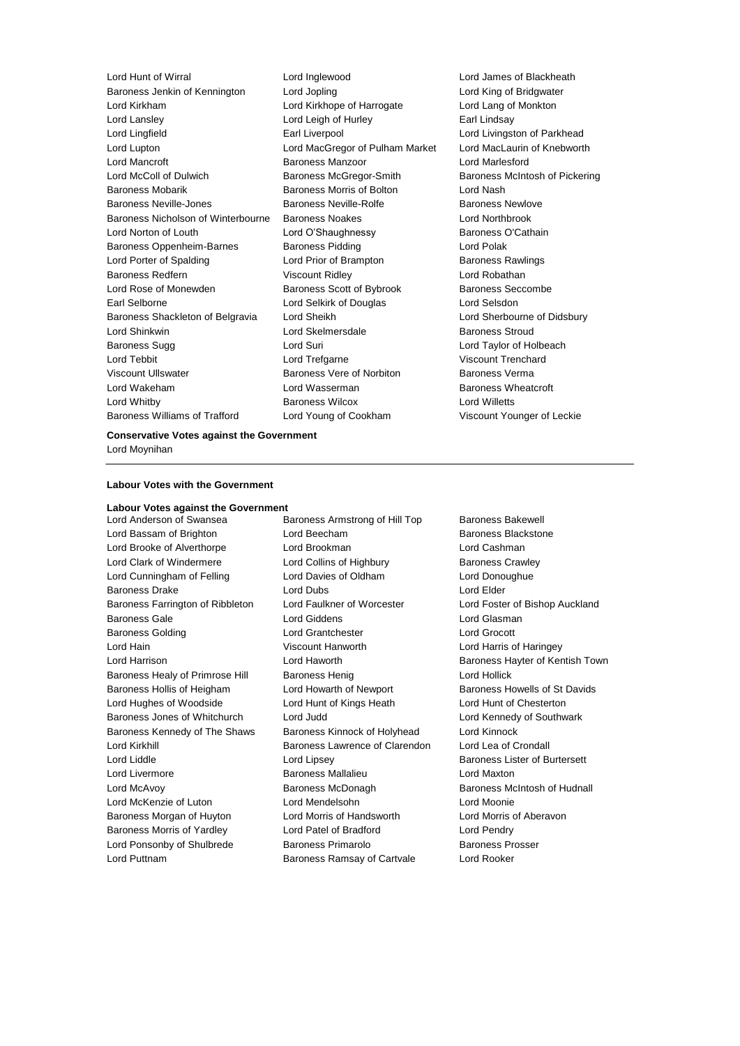Lord Hunt of Wirral, Lord Inglewood, Lord James of Blackheath, Baroness Jenkin of Kennington, Lord Jopling, Lord King of Bridgwater, Lord Kirkham, Lord Kirkhope of Harrogate, Lord Lang of Monkton, Lord Lansley, Lord Leigh of Hurley, Earl Lindsay, Lord Lingfield, Earl Liverpool, Lord Livingston of Parkhead, Lord Lupton, Lord MacGregor of Pulham Market, Lord MacLaurin of Knebworth, Lord Mancroft, Baroness Manzoor, Lord Marlesford, Lord McColl of Dulwich, Baroness McGregor-Smith, Baroness McIntosh of Pickering, Baroness Mobarik, Baroness Morris of Bolton, Lord Nash, Baroness Neville-Jones, Baroness Neville-Rolfe, Baroness Newlove, Baroness Nicholson of Winterbourne, Baroness Noakes, Lord Northbrook, Lord Norton of Louth, Lord O'Shaughnessy, Baroness O'Cathain, Baroness Oppenheim-Barnes, Baroness Pidding, Lord Polak, Lord Porter of Spalding, Lord Prior of Brampton, Baroness Rawlings, Baroness Redfern, Viscount Ridley, Lord Robathan, Lord Rose of Monewden, Baroness Scott of Bybrook, Baroness Seccombe, Earl Selborne, Lord Selkirk of Douglas, Lord Selsdon, Baroness Shackleton of Belgravia, Lord Sheikh, Lord Sherbourne of Didsbury, Lord Shinkwin, Lord Skelmersdale, Baroness Stroud, Baroness Sugg, Lord Suri, Lord Taylor of Holbeach, Lord Tebbit, Lord Trefgarne, Viscount Trenchard, Viscount Ullswater, Baroness Vere of Norbiton, Baroness Verma, Lord Wakeham, Lord Wasserman, Baroness Wheatcroft, Lord Whitby, Baroness Wilcox, Lord Willetts, Baroness Williams of Trafford, Lord Young of Cookham, Viscount Younger of Leckie

**Conservative Votes against the Government**

Lord Moynihan

---

**Labour Votes with the Government**

**Labour Votes against the Government**

Lord Anderson of Swansea, Baroness Armstrong of Hill Top, Baroness Bakewell, Lord Bassam of Brighton, Lord Beecham, Baroness Blackstone, Lord Brooke of Alverthorpe, Lord Brookman, Lord Cashman, Lord Clark of Windermere, Lord Collins of Highbury, Baroness Crawley, Lord Cunningham of Felling, Lord Davies of Oldham, Lord Donoughue, Baroness Drake, Lord Dubs, Lord Elder, Baroness Farrington of Ribbleton, Lord Faulkner of Worcester, Lord Foster of Bishop Auckland, Baroness Gale, Lord Giddens, Lord Glasman, Baroness Golding, Lord Grantchester, Lord Grocott, Lord Hain, Viscount Hanworth, Lord Harris of Haringey, Lord Harrison, Lord Haworth, Baroness Hayter of Kentish Town, Baroness Healy of Primrose Hill, Baroness Henig, Lord Hollick, Baroness Hollis of Heigham, Lord Howarth of Newport, Baroness Howells of St Davids, Lord Hughes of Woodside, Lord Hunt of Kings Heath, Lord Hunt of Chesterton, Baroness Jones of Whitchurch, Lord Judd, Lord Kennedy of Southwark, Baroness Kennedy of The Shaws, Baroness Kinnock of Holyhead, Lord Kinnock, Lord Kirkhill, Baroness Lawrence of Clarendon, Lord Lea of Crondall, Lord Liddle, Lord Lipsey, Baroness Lister of Burtersett, Lord Livermore, Baroness Mallalieu, Lord Maxton, Lord McAvoy, Baroness McDonagh, Baroness McIntosh of Hudnall, Lord McKenzie of Luton, Lord Mendelsohn, Lord Moonie, Baroness Morgan of Huyton, Lord Morris of Handsworth, Lord Morris of Aberavon, Baroness Morris of Yardley, Lord Patel of Bradford, Lord Pendry, Lord Ponsonby of Shulbrede, Baroness Primarolo, Baroness Prosser, Lord Puttnam, Baroness Ramsay of Cartvale, Lord Rooker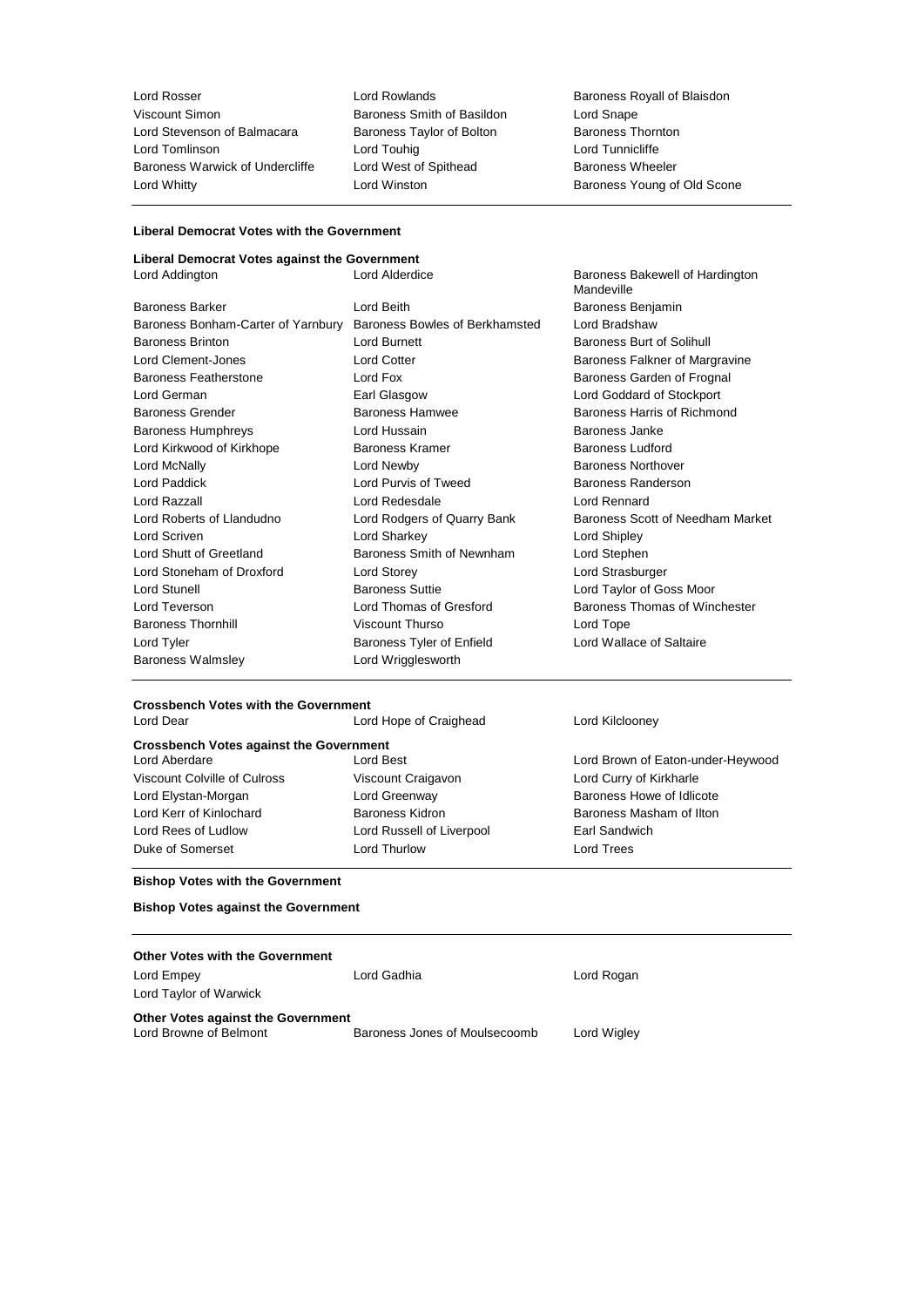| | | |
|---|---|---|
| Lord Rosser | Lord Rowlands | Baroness Royall of Blaisdon |
| Viscount Simon | Baroness Smith of Basildon | Lord Snape |
| Lord Stevenson of Balmacara | Baroness Taylor of Bolton | Baroness Thornton |
| Lord Tomlinson | Lord Touhig | Lord Tunnicliffe |
| Baroness Warwick of Undercliffe | Lord West of Spithead | Baroness Wheeler |
| Lord Whitty | Lord Winston | Baroness Young of Old Scone |

**Liberal Democrat Votes with the Government**

**Liberal Democrat Votes against the Government**

| | | |
|---|---|---|
| Lord Addington | Lord Alderdice | Baroness Bakewell of Hardington Mandeville |
| Baroness Barker | Lord Beith | Baroness Benjamin |
| Baroness Bonham-Carter of Yarnbury | Baroness Bowles of Berkhamsted | Lord Bradshaw |
| Baroness Brinton | Lord Burnett | Baroness Burt of Solihull |
| Lord Clement-Jones | Lord Cotter | Baroness Falkner of Margravine |
| Baroness Featherstone | Lord Fox | Baroness Garden of Frognal |
| Lord German | Earl Glasgow | Lord Goddard of Stockport |
| Baroness Grender | Baroness Hamwee | Baroness Harris of Richmond |
| Baroness Humphreys | Lord Hussain | Baroness Janke |
| Lord Kirkwood of Kirkhope | Baroness Kramer | Baroness Ludford |
| Lord McNally | Lord Newby | Baroness Northover |
| Lord Paddick | Lord Purvis of Tweed | Baroness Randerson |
| Lord Razzall | Lord Redesdale | Lord Rennard |
| Lord Roberts of Llandudno | Lord Rodgers of Quarry Bank | Baroness Scott of Needham Market |
| Lord Scriven | Lord Sharkey | Lord Shipley |
| Lord Shutt of Greetland | Baroness Smith of Newnham | Lord Stephen |
| Lord Stoneham of Droxford | Lord Storey | Lord Strasburger |
| Lord Stunell | Baroness Suttie | Lord Taylor of Goss Moor |
| Lord Teverson | Lord Thomas of Gresford | Baroness Thomas of Winchester |
| Baroness Thornhill | Viscount Thurso | Lord Tope |
| Lord Tyler | Baroness Tyler of Enfield | Lord Wallace of Saltaire |
| Baroness Walmsley | Lord Wrigglesworth | |

**Crossbench Votes with the Government**

| | | |
|---|---|---|
| Lord Dear | Lord Hope of Craighead | Lord Kilclooney |

**Crossbench Votes against the Government**

| | | |
|---|---|---|
| Lord Aberdare | Lord Best | Lord Brown of Eaton-under-Heywood |
| Viscount Colville of Culross | Viscount Craigavon | Lord Curry of Kirkharle |
| Lord Elystan-Morgan | Lord Greenway | Baroness Howe of Idlicote |
| Lord Kerr of Kinlochard | Baroness Kidron | Baroness Masham of Ilton |
| Lord Rees of Ludlow | Lord Russell of Liverpool | Earl Sandwich |
| Duke of Somerset | Lord Thurlow | Lord Trees |

**Bishop Votes with the Government**

**Bishop Votes against the Government**

**Other Votes with the Government**

| | | |
|---|---|---|
| Lord Empey | Lord Gadhia | Lord Rogan |
| Lord Taylor of Warwick | | |

**Other Votes against the Government**

| | | |
|---|---|---|
| Lord Browne of Belmont | Baroness Jones of Moulsecoomb | Lord Wigley |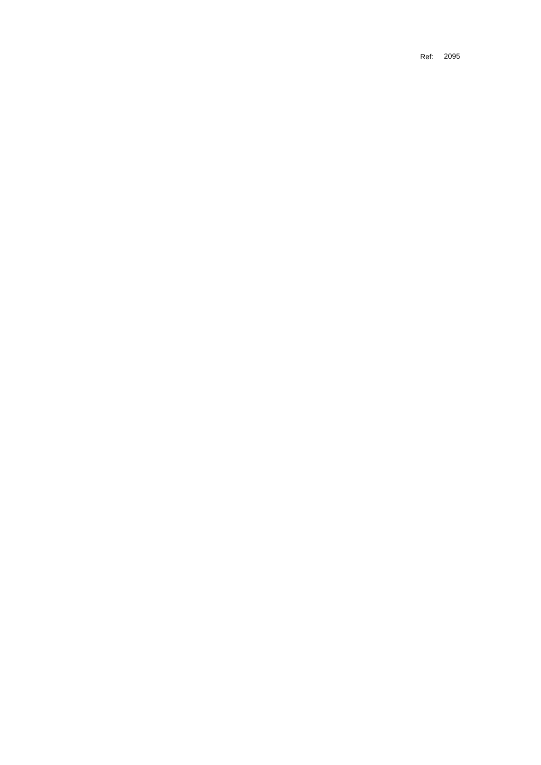Ref: 2095